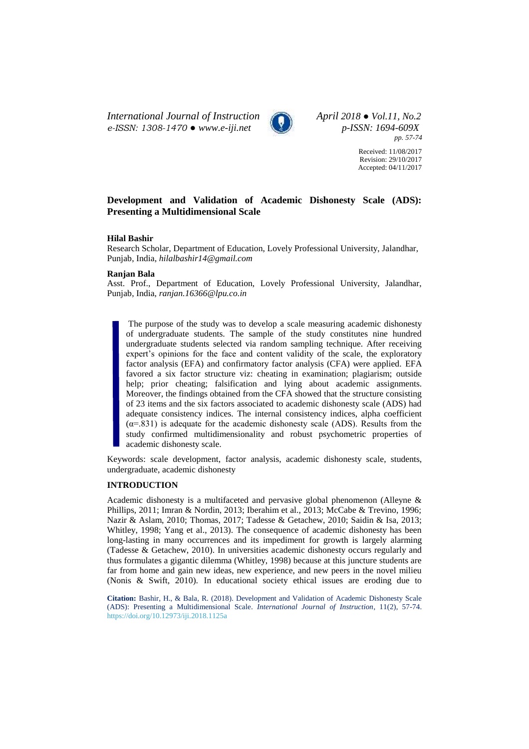**Received:** 11/08/2017
**Revision:** 29/10/2017
**Accepted:** 04/11/2017

# Development and Validation of Academic Dishonesty Scale (ADS): Presenting a Multidimensional Scale

**Hilal Bashir**

Research Scholar, Department of Education, Lovely Professional University, Jalandhar, Punjab, India, *hilalbashir14@gmail.com*

**Ranjan Bala**

Asst. Prof., Department of Education, Lovely Professional University, Jalandhar, Punjab, India, *ranjan.16366@lpu.co.in*

> The purpose of the study was to develop a scale measuring academic dishonesty of undergraduate students. The sample of the study constitutes nine hundred undergraduate students selected via random sampling technique. After receiving expert's opinions for the face and content validity of the scale, the exploratory factor analysis (EFA) and confirmatory factor analysis (CFA) were applied. EFA favored a six factor structure viz: cheating in examination; plagiarism; outside help; prior cheating; falsification and lying about academic assignments. Moreover, the findings obtained from the CFA showed that the structure consisting of 23 items and the six factors associated to academic dishonesty scale (ADS) had adequate consistency indices. The internal consistency indices, alpha coefficient ($\alpha$=.831) is adequate for the academic dishonesty scale (ADS). Results from the study confirmed multidimensionality and robust psychometric properties of academic dishonesty scale.

Keywords: scale development, factor analysis, academic dishonesty scale, students, undergraduate, academic dishonesty

## INTRODUCTION

Academic dishonesty is a multifaceted and pervasive global phenomenon (Alleyne & Phillips, 2011; Imran & Nordin, 2013; Iberahim et al., 2013; McCabe & Trevino, 1996; Nazir & Aslam, 2010; Thomas, 2017; Tadesse & Getachew, 2010; Saidin & Isa, 2013; Whitley, 1998; Yang et al., 2013). The consequence of academic dishonesty has been long-lasting in many occurrences and its impediment for growth is largely alarming (Tadesse & Getachew, 2010). In universities academic dishonesty occurs regularly and thus formulates a gigantic dilemma (Whitley, 1998) because at this juncture students are far from home and gain new ideas, new experience, and new peers in the novel milieu (Nonis & Swift, 2010). In educational society ethical issues are eroding due to

**Citation:** Bashir, H., & Bala, R. (2018). Development and Validation of Academic Dishonesty Scale (ADS): Presenting a Multidimensional Scale. *International Journal of Instruction*, 11(2), 57-74. https://doi.org/10.12973/iji.2018.1125a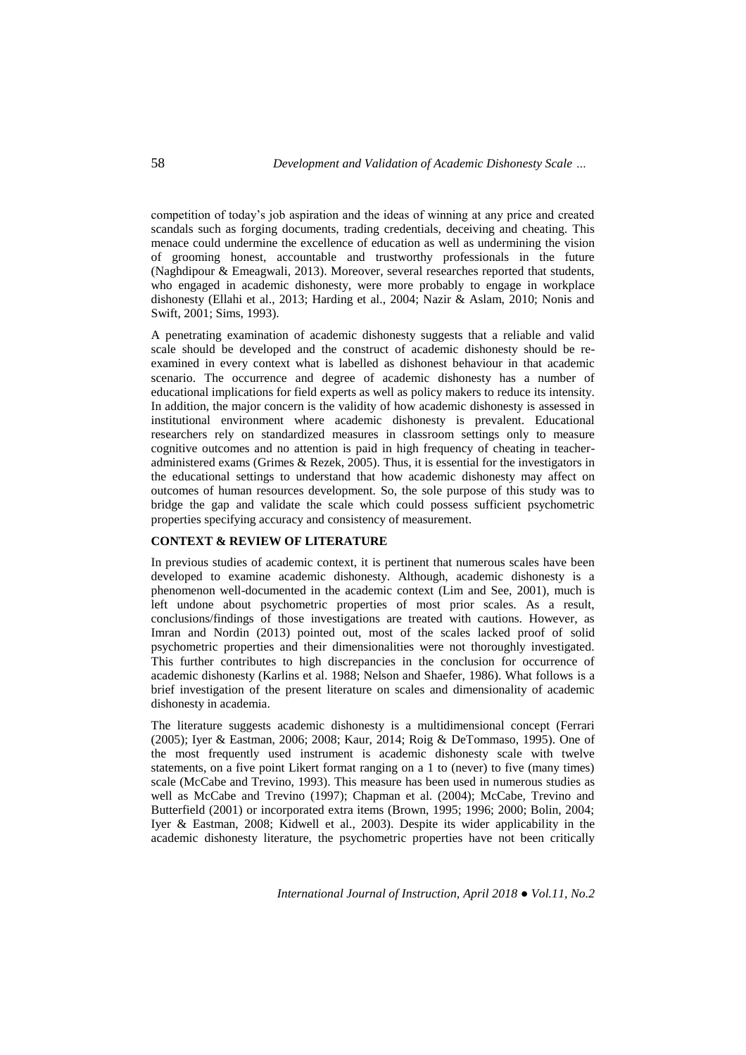competition of today's job aspiration and the ideas of winning at any price and created scandals such as forging documents, trading credentials, deceiving and cheating. This menace could undermine the excellence of education as well as undermining the vision of grooming honest, accountable and trustworthy professionals in the future (Naghdipour & Emeagwali, 2013). Moreover, several researches reported that students, who engaged in academic dishonesty, were more probably to engage in workplace dishonesty (Ellahi et al., 2013; Harding et al., 2004; Nazir & Aslam, 2010; Nonis and Swift, 2001; Sims, 1993).

A penetrating examination of academic dishonesty suggests that a reliable and valid scale should be developed and the construct of academic dishonesty should be re-examined in every context what is labelled as dishonest behaviour in that academic scenario. The occurrence and degree of academic dishonesty has a number of educational implications for field experts as well as policy makers to reduce its intensity. In addition, the major concern is the validity of how academic dishonesty is assessed in institutional environment where academic dishonesty is prevalent. Educational researchers rely on standardized measures in classroom settings only to measure cognitive outcomes and no attention is paid in high frequency of cheating in teacher-administered exams (Grimes & Rezek, 2005). Thus, it is essential for the investigators in the educational settings to understand that how academic dishonesty may affect on outcomes of human resources development. So, the sole purpose of this study was to bridge the gap and validate the scale which could possess sufficient psychometric properties specifying accuracy and consistency of measurement.

## CONTEXT & REVIEW OF LITERATURE

In previous studies of academic context, it is pertinent that numerous scales have been developed to examine academic dishonesty. Although, academic dishonesty is a phenomenon well-documented in the academic context (Lim and See, 2001), much is left undone about psychometric properties of most prior scales. As a result, conclusions/findings of those investigations are treated with cautions. However, as Imran and Nordin (2013) pointed out, most of the scales lacked proof of solid psychometric properties and their dimensionalities were not thoroughly investigated. This further contributes to high discrepancies in the conclusion for occurrence of academic dishonesty (Karlins et al. 1988; Nelson and Shaefer, 1986). What follows is a brief investigation of the present literature on scales and dimensionality of academic dishonesty in academia.

The literature suggests academic dishonesty is a multidimensional concept (Ferrari (2005); Iyer & Eastman, 2006; 2008; Kaur, 2014; Roig & DeTommaso, 1995). One of the most frequently used instrument is academic dishonesty scale with twelve statements, on a five point Likert format ranging on a 1 to (never) to five (many times) scale (McCabe and Trevino, 1993). This measure has been used in numerous studies as well as McCabe and Trevino (1997); Chapman et al. (2004); McCabe, Trevino and Butterfield (2001) or incorporated extra items (Brown, 1995; 1996; 2000; Bolin, 2004; Iyer & Eastman, 2008; Kidwell et al., 2003). Despite its wider applicability in the academic dishonesty literature, the psychometric properties have not been critically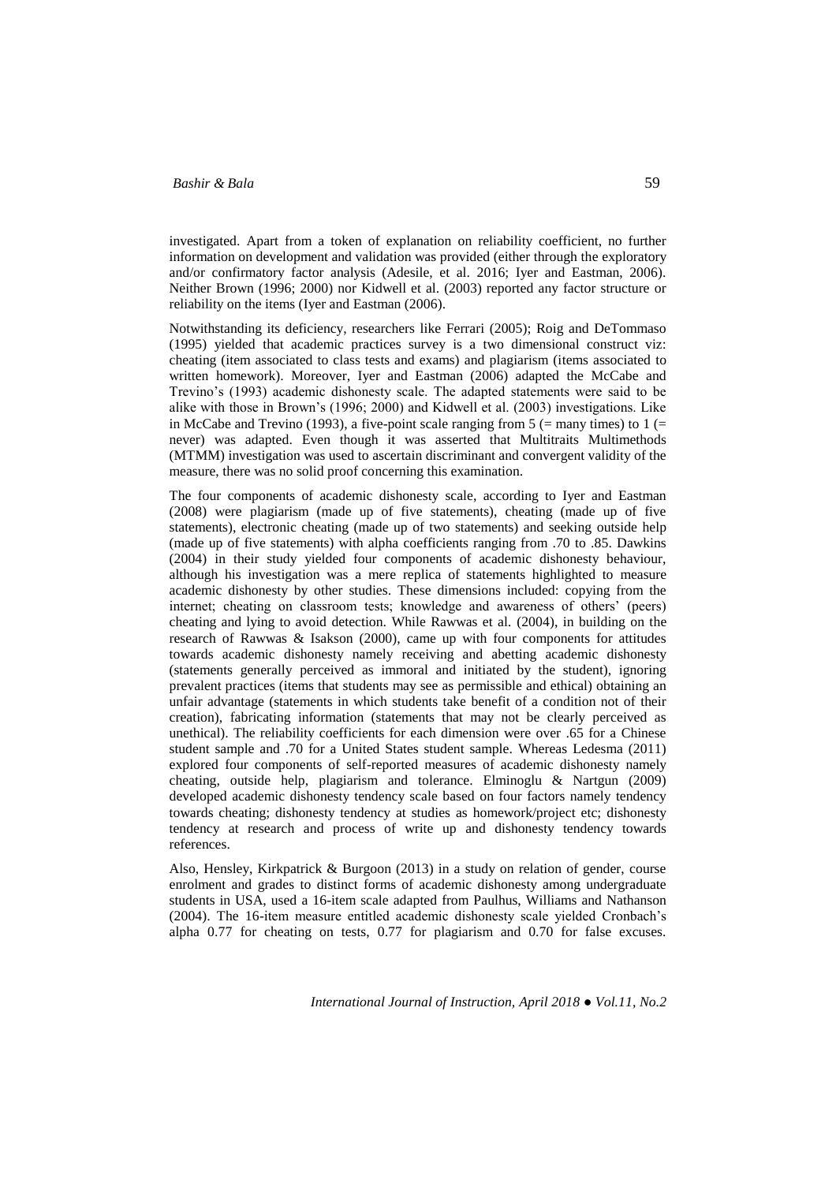investigated. Apart from a token of explanation on reliability coefficient, no further information on development and validation was provided (either through the exploratory and/or confirmatory factor analysis (Adesile, et al. 2016; Iyer and Eastman, 2006). Neither Brown (1996; 2000) nor Kidwell et al. (2003) reported any factor structure or reliability on the items (Iyer and Eastman (2006).

Notwithstanding its deficiency, researchers like Ferrari (2005); Roig and DeTommaso (1995) yielded that academic practices survey is a two dimensional construct viz: cheating (item associated to class tests and exams) and plagiarism (items associated to written homework). Moreover, Iyer and Eastman (2006) adapted the McCabe and Trevino's (1993) academic dishonesty scale. The adapted statements were said to be alike with those in Brown's (1996; 2000) and Kidwell et al. (2003) investigations. Like in McCabe and Trevino (1993), a five-point scale ranging from 5 (= many times) to 1 (= never) was adapted. Even though it was asserted that Multitraits Multimethods (MTMM) investigation was used to ascertain discriminant and convergent validity of the measure, there was no solid proof concerning this examination.

The four components of academic dishonesty scale, according to Iyer and Eastman (2008) were plagiarism (made up of five statements), cheating (made up of five statements), electronic cheating (made up of two statements) and seeking outside help (made up of five statements) with alpha coefficients ranging from .70 to .85. Dawkins (2004) in their study yielded four components of academic dishonesty behaviour, although his investigation was a mere replica of statements highlighted to measure academic dishonesty by other studies. These dimensions included: copying from the internet; cheating on classroom tests; knowledge and awareness of others' (peers) cheating and lying to avoid detection. While Rawwas et al. (2004), in building on the research of Rawwas & Isakson (2000), came up with four components for attitudes towards academic dishonesty namely receiving and abetting academic dishonesty (statements generally perceived as immoral and initiated by the student), ignoring prevalent practices (items that students may see as permissible and ethical) obtaining an unfair advantage (statements in which students take benefit of a condition not of their creation), fabricating information (statements that may not be clearly perceived as unethical). The reliability coefficients for each dimension were over .65 for a Chinese student sample and .70 for a United States student sample. Whereas Ledesma (2011) explored four components of self-reported measures of academic dishonesty namely cheating, outside help, plagiarism and tolerance. Elminoglu & Nartgun (2009) developed academic dishonesty tendency scale based on four factors namely tendency towards cheating; dishonesty tendency at studies as homework/project etc; dishonesty tendency at research and process of write up and dishonesty tendency towards references.

Also, Hensley, Kirkpatrick & Burgoon (2013) in a study on relation of gender, course enrolment and grades to distinct forms of academic dishonesty among undergraduate students in USA, used a 16-item scale adapted from Paulhus, Williams and Nathanson (2004). The 16-item measure entitled academic dishonesty scale yielded Cronbach's alpha 0.77 for cheating on tests, 0.77 for plagiarism and 0.70 for false excuses.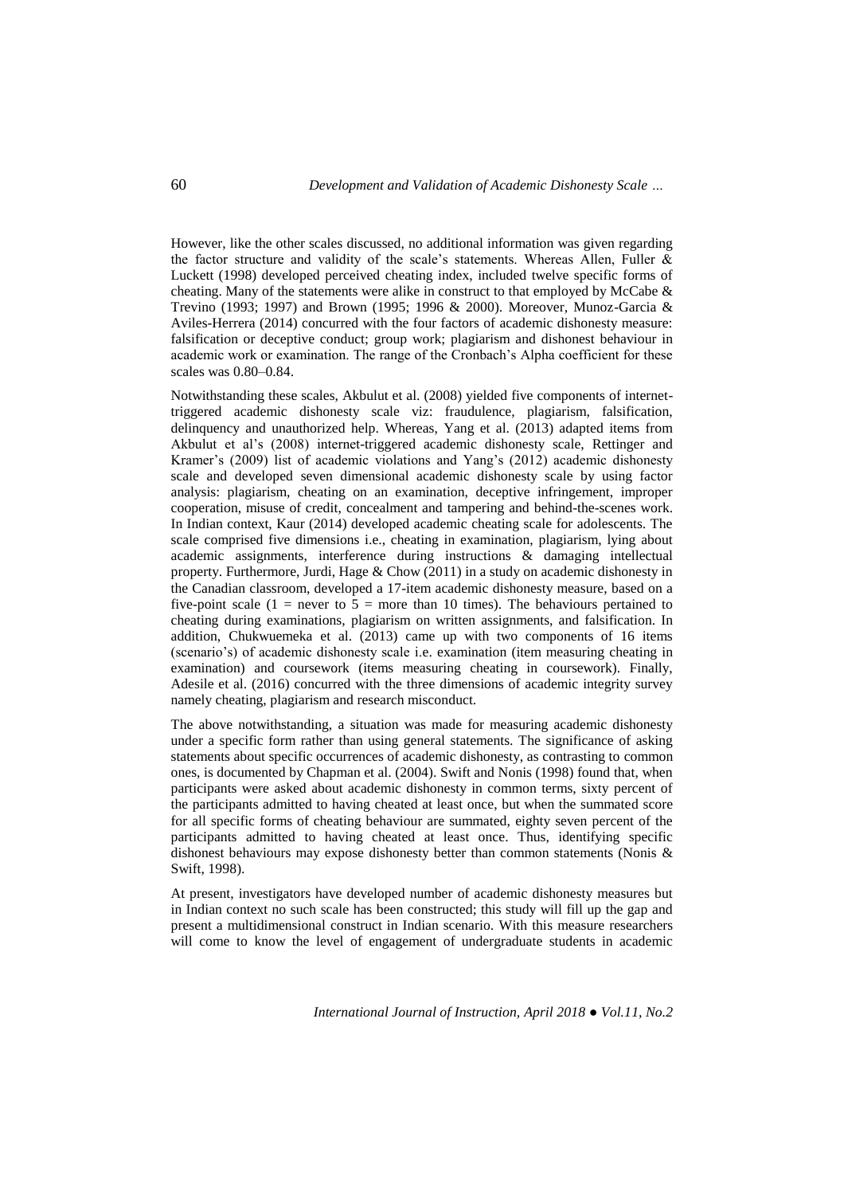However, like the other scales discussed, no additional information was given regarding the factor structure and validity of the scale's statements. Whereas Allen, Fuller & Luckett (1998) developed perceived cheating index, included twelve specific forms of cheating. Many of the statements were alike in construct to that employed by McCabe & Trevino (1993; 1997) and Brown (1995; 1996 & 2000). Moreover, Munoz-Garcia & Aviles-Herrera (2014) concurred with the four factors of academic dishonesty measure: falsification or deceptive conduct; group work; plagiarism and dishonest behaviour in academic work or examination. The range of the Cronbach's Alpha coefficient for these scales was 0.80–0.84.

Notwithstanding these scales, Akbulut et al. (2008) yielded five components of internet-triggered academic dishonesty scale viz: fraudulence, plagiarism, falsification, delinquency and unauthorized help. Whereas, Yang et al. (2013) adapted items from Akbulut et al's (2008) internet-triggered academic dishonesty scale, Rettinger and Kramer's (2009) list of academic violations and Yang's (2012) academic dishonesty scale and developed seven dimensional academic dishonesty scale by using factor analysis: plagiarism, cheating on an examination, deceptive infringement, improper cooperation, misuse of credit, concealment and tampering and behind-the-scenes work. In Indian context, Kaur (2014) developed academic cheating scale for adolescents. The scale comprised five dimensions i.e., cheating in examination, plagiarism, lying about academic assignments, interference during instructions & damaging intellectual property. Furthermore, Jurdi, Hage & Chow (2011) in a study on academic dishonesty in the Canadian classroom, developed a 17-item academic dishonesty measure, based on a five-point scale (1 = never to 5 = more than 10 times). The behaviours pertained to cheating during examinations, plagiarism on written assignments, and falsification. In addition, Chukwuemeka et al. (2013) came up with two components of 16 items (scenario's) of academic dishonesty scale i.e. examination (item measuring cheating in examination) and coursework (items measuring cheating in coursework). Finally, Adesile et al. (2016) concurred with the three dimensions of academic integrity survey namely cheating, plagiarism and research misconduct.

The above notwithstanding, a situation was made for measuring academic dishonesty under a specific form rather than using general statements. The significance of asking statements about specific occurrences of academic dishonesty, as contrasting to common ones, is documented by Chapman et al. (2004). Swift and Nonis (1998) found that, when participants were asked about academic dishonesty in common terms, sixty percent of the participants admitted to having cheated at least once, but when the summated score for all specific forms of cheating behaviour are summated, eighty seven percent of the participants admitted to having cheated at least once. Thus, identifying specific dishonest behaviours may expose dishonesty better than common statements (Nonis & Swift, 1998).

At present, investigators have developed number of academic dishonesty measures but in Indian context no such scale has been constructed; this study will fill up the gap and present a multidimensional construct in Indian scenario. With this measure researchers will come to know the level of engagement of undergraduate students in academic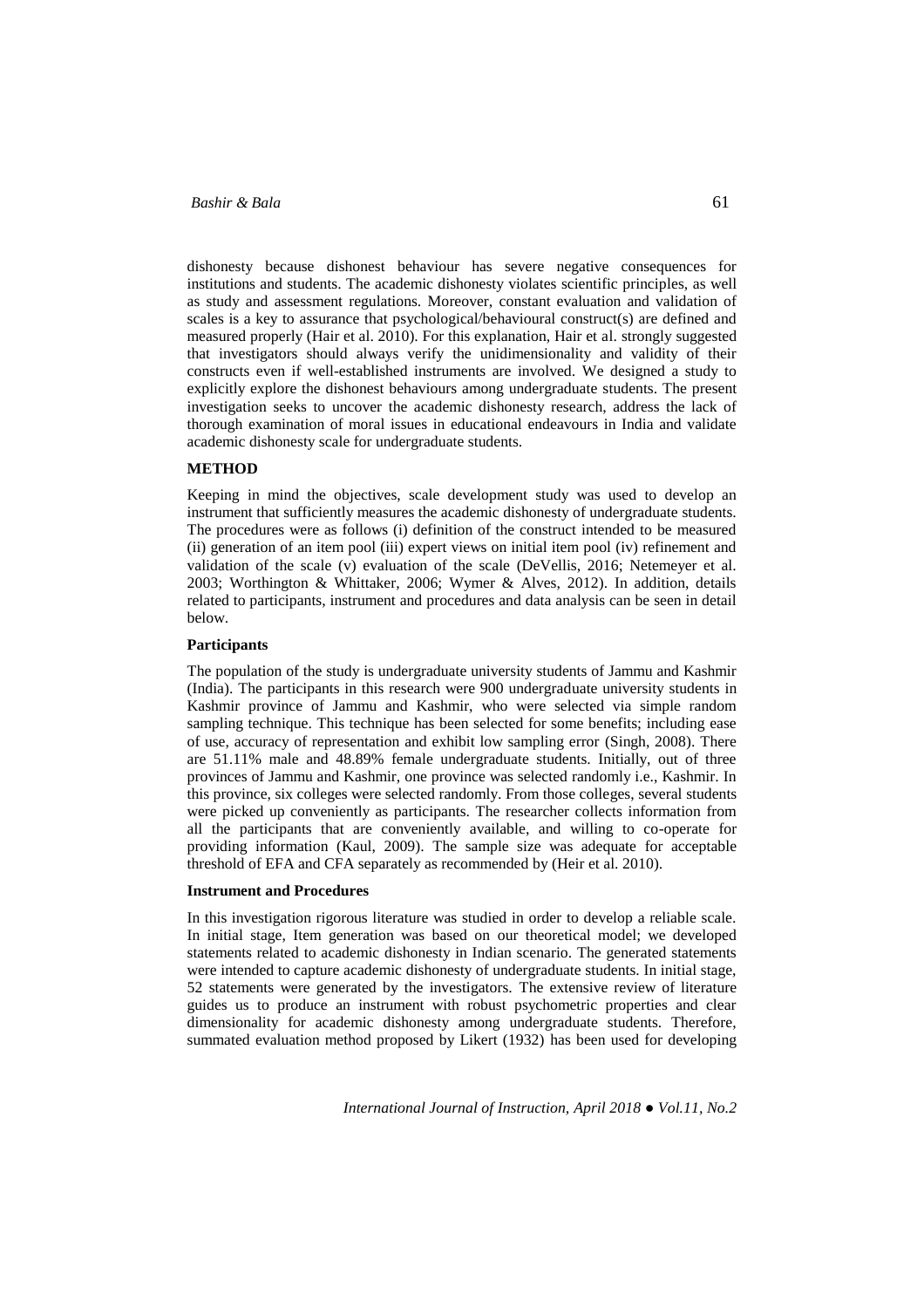dishonesty because dishonest behaviour has severe negative consequences for institutions and students. The academic dishonesty violates scientific principles, as well as study and assessment regulations. Moreover, constant evaluation and validation of scales is a key to assurance that psychological/behavioural construct(s) are defined and measured properly (Hair et al. 2010). For this explanation, Hair et al. strongly suggested that investigators should always verify the unidimensionality and validity of their constructs even if well-established instruments are involved. We designed a study to explicitly explore the dishonest behaviours among undergraduate students. The present investigation seeks to uncover the academic dishonesty research, address the lack of thorough examination of moral issues in educational endeavours in India and validate academic dishonesty scale for undergraduate students.

## METHOD

Keeping in mind the objectives, scale development study was used to develop an instrument that sufficiently measures the academic dishonesty of undergraduate students. The procedures were as follows (i) definition of the construct intended to be measured (ii) generation of an item pool (iii) expert views on initial item pool (iv) refinement and validation of the scale (v) evaluation of the scale (DeVellis, 2016; Netemeyer et al. 2003; Worthington & Whittaker, 2006; Wymer & Alves, 2012). In addition, details related to participants, instrument and procedures and data analysis can be seen in detail below.

### Participants

The population of the study is undergraduate university students of Jammu and Kashmir (India). The participants in this research were 900 undergraduate university students in Kashmir province of Jammu and Kashmir, who were selected via simple random sampling technique. This technique has been selected for some benefits; including ease of use, accuracy of representation and exhibit low sampling error (Singh, 2008). There are 51.11% male and 48.89% female undergraduate students. Initially, out of three provinces of Jammu and Kashmir, one province was selected randomly i.e., Kashmir. In this province, six colleges were selected randomly. From those colleges, several students were picked up conveniently as participants. The researcher collects information from all the participants that are conveniently available, and willing to co-operate for providing information (Kaul, 2009). The sample size was adequate for acceptable threshold of EFA and CFA separately as recommended by (Heir et al. 2010).

### Instrument and Procedures

In this investigation rigorous literature was studied in order to develop a reliable scale. In initial stage, Item generation was based on our theoretical model; we developed statements related to academic dishonesty in Indian scenario. The generated statements were intended to capture academic dishonesty of undergraduate students. In initial stage, 52 statements were generated by the investigators. The extensive review of literature guides us to produce an instrument with robust psychometric properties and clear dimensionality for academic dishonesty among undergraduate students. Therefore, summated evaluation method proposed by Likert (1932) has been used for developing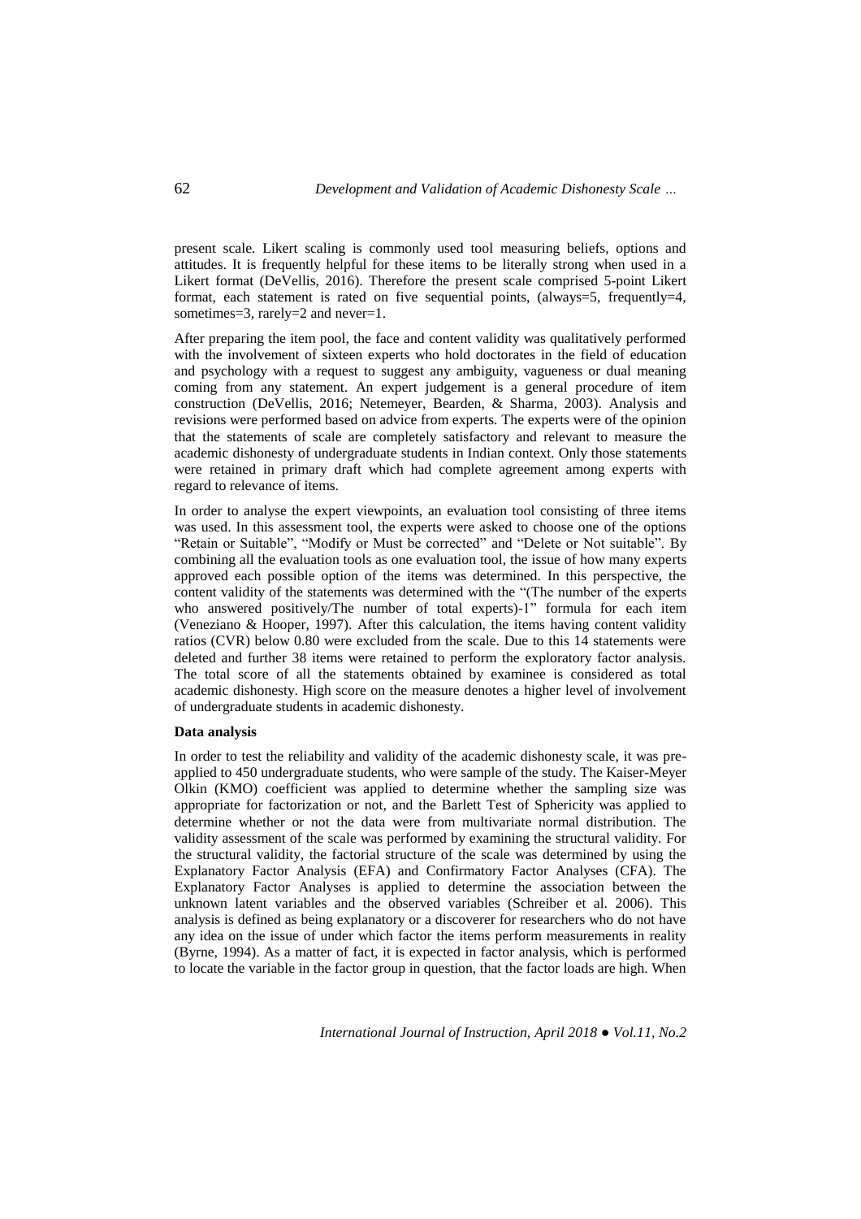present scale. Likert scaling is commonly used tool measuring beliefs, options and attitudes. It is frequently helpful for these items to be literally strong when used in a Likert format (DeVellis, 2016). Therefore the present scale comprised 5-point Likert format, each statement is rated on five sequential points, (always=5, frequently=4, sometimes=3, rarely=2 and never=1.

After preparing the item pool, the face and content validity was qualitatively performed with the involvement of sixteen experts who hold doctorates in the field of education and psychology with a request to suggest any ambiguity, vagueness or dual meaning coming from any statement. An expert judgement is a general procedure of item construction (DeVellis, 2016; Netemeyer, Bearden, & Sharma, 2003). Analysis and revisions were performed based on advice from experts. The experts were of the opinion that the statements of scale are completely satisfactory and relevant to measure the academic dishonesty of undergraduate students in Indian context. Only those statements were retained in primary draft which had complete agreement among experts with regard to relevance of items.

In order to analyse the expert viewpoints, an evaluation tool consisting of three items was used. In this assessment tool, the experts were asked to choose one of the options "Retain or Suitable", "Modify or Must be corrected" and "Delete or Not suitable". By combining all the evaluation tools as one evaluation tool, the issue of how many experts approved each possible option of the items was determined. In this perspective, the content validity of the statements was determined with the "(The number of the experts who answered positively/The number of total experts)-1" formula for each item (Veneziano & Hooper, 1997). After this calculation, the items having content validity ratios (CVR) below 0.80 were excluded from the scale. Due to this 14 statements were deleted and further 38 items were retained to perform the exploratory factor analysis. The total score of all the statements obtained by examinee is considered as total academic dishonesty. High score on the measure denotes a higher level of involvement of undergraduate students in academic dishonesty.

**Data analysis**

In order to test the reliability and validity of the academic dishonesty scale, it was pre-applied to 450 undergraduate students, who were sample of the study. The Kaiser-Meyer Olkin (KMO) coefficient was applied to determine whether the sampling size was appropriate for factorization or not, and the Barlett Test of Sphericity was applied to determine whether or not the data were from multivariate normal distribution. The validity assessment of the scale was performed by examining the structural validity. For the structural validity, the factorial structure of the scale was determined by using the Explanatory Factor Analysis (EFA) and Confirmatory Factor Analyses (CFA). The Explanatory Factor Analyses is applied to determine the association between the unknown latent variables and the observed variables (Schreiber et al. 2006). This analysis is defined as being explanatory or a discoverer for researchers who do not have any idea on the issue of under which factor the items perform measurements in reality (Byrne, 1994). As a matter of fact, it is expected in factor analysis, which is performed to locate the variable in the factor group in question, that the factor loads are high. When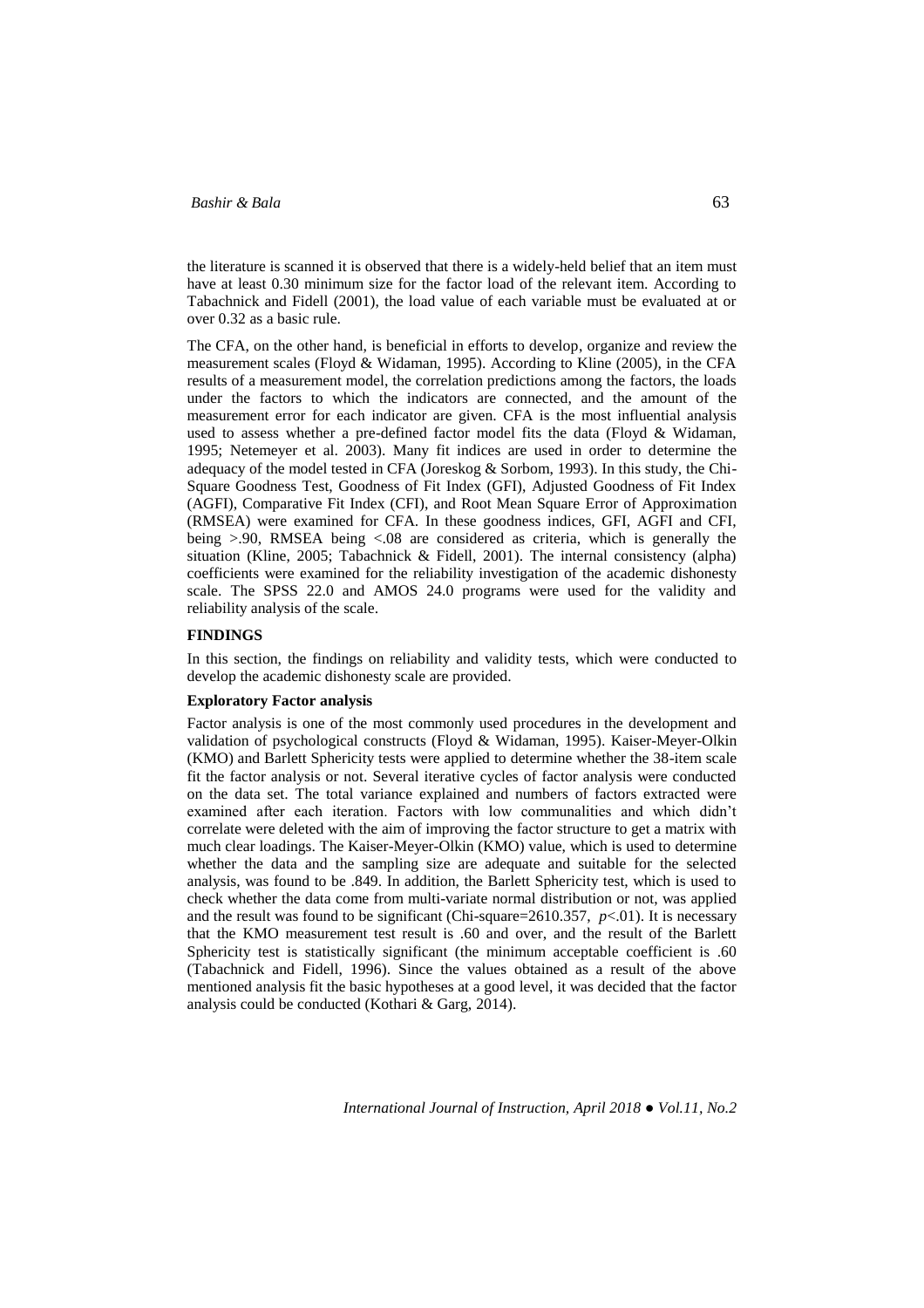the literature is scanned it is observed that there is a widely-held belief that an item must have at least 0.30 minimum size for the factor load of the relevant item. According to Tabachnick and Fidell (2001), the load value of each variable must be evaluated at or over 0.32 as a basic rule.

The CFA, on the other hand, is beneficial in efforts to develop, organize and review the measurement scales (Floyd & Widaman, 1995). According to Kline (2005), in the CFA results of a measurement model, the correlation predictions among the factors, the loads under the factors to which the indicators are connected, and the amount of the measurement error for each indicator are given. CFA is the most influential analysis used to assess whether a pre-defined factor model fits the data (Floyd & Widaman, 1995; Netemeyer et al. 2003). Many fit indices are used in order to determine the adequacy of the model tested in CFA (Joreskog & Sorbom, 1993). In this study, the Chi-Square Goodness Test, Goodness of Fit Index (GFI), Adjusted Goodness of Fit Index (AGFI), Comparative Fit Index (CFI), and Root Mean Square Error of Approximation (RMSEA) were examined for CFA. In these goodness indices, GFI, AGFI and CFI, being >.90, RMSEA being <.08 are considered as criteria, which is generally the situation (Kline, 2005; Tabachnick & Fidell, 2001). The internal consistency (alpha) coefficients were examined for the reliability investigation of the academic dishonesty scale. The SPSS 22.0 and AMOS 24.0 programs were used for the validity and reliability analysis of the scale.

## FINDINGS

In this section, the findings on reliability and validity tests, which were conducted to develop the academic dishonesty scale are provided.

### Exploratory Factor analysis

Factor analysis is one of the most commonly used procedures in the development and validation of psychological constructs (Floyd & Widaman, 1995). Kaiser-Meyer-Olkin (KMO) and Barlett Sphericity tests were applied to determine whether the 38-item scale fit the factor analysis or not. Several iterative cycles of factor analysis were conducted on the data set. The total variance explained and numbers of factors extracted were examined after each iteration. Factors with low communalities and which didn't correlate were deleted with the aim of improving the factor structure to get a matrix with much clear loadings. The Kaiser-Meyer-Olkin (KMO) value, which is used to determine whether the data and the sampling size are adequate and suitable for the selected analysis, was found to be .849. In addition, the Barlett Sphericity test, which is used to check whether the data come from multi-variate normal distribution or not, was applied and the result was found to be significant (Chi-square=2610.357, $p<.01$). It is necessary that the KMO measurement test result is .60 and over, and the result of the Barlett Sphericity test is statistically significant (the minimum acceptable coefficient is .60 (Tabachnick and Fidell, 1996). Since the values obtained as a result of the above mentioned analysis fit the basic hypotheses at a good level, it was decided that the factor analysis could be conducted (Kothari & Garg, 2014).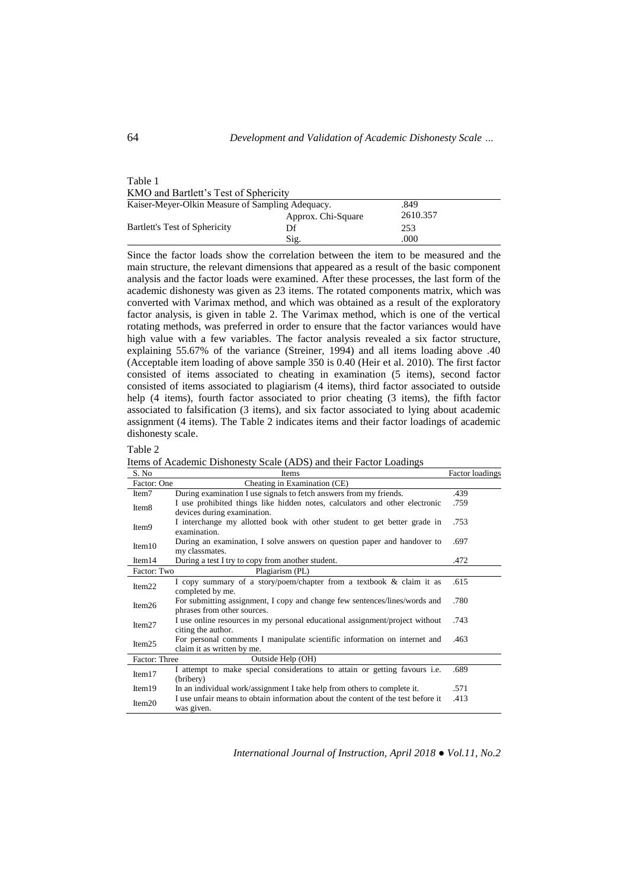Table 1
KMO and Bartlett's Test of Sphericity

| Kaiser-Meyer-Olkin Measure of Sampling Adequacy. | | .849 |
|---|---|---|
| Bartlett's Test of Sphericity | Approx. Chi-Square | 2610.357 |
| | Df | 253 |
| | Sig. | .000 |

Since the factor loads show the correlation between the item to be measured and the main structure, the relevant dimensions that appeared as a result of the basic component analysis and the factor loads were examined. After these processes, the last form of the academic dishonesty was given as 23 items. The rotated components matrix, which was converted with Varimax method, and which was obtained as a result of the exploratory factor analysis, is given in table 2. The Varimax method, which is one of the vertical rotating methods, was preferred in order to ensure that the factor variances would have high value with a few variables. The factor analysis revealed a six factor structure, explaining 55.67% of the variance (Streiner, 1994) and all items loading above .40 (Acceptable item loading of above sample 350 is 0.40 (Heir et al. 2010). The first factor consisted of items associated to cheating in examination (5 items), second factor consisted of items associated to plagiarism (4 items), third factor associated to outside help (4 items), fourth factor associated to prior cheating (3 items), the fifth factor associated to falsification (3 items), and six factor associated to lying about academic assignment (4 items). The Table 2 indicates items and their factor loadings of academic dishonesty scale.

Table 2
Items of Academic Dishonesty Scale (ADS) and their Factor Loadings

| S. No | Items | Factor loadings |
|---|---|---|
| Factor: One | Cheating in Examination (CE) | |
| Item7 | During examination I use signals to fetch answers from my friends. | .439 |
| Item8 | I use prohibited things like hidden notes, calculators and other electronic devices during examination. | .759 |
| Item9 | I interchange my allotted book with other student to get better grade in examination. | .753 |
| Item10 | During an examination, I solve answers on question paper and handover to my classmates. | .697 |
| Item14 | During a test I try to copy from another student. | .472 |
| Factor: Two | Plagiarism (PL) | |
| Item22 | I copy summary of a story/poem/chapter from a textbook & claim it as completed by me. | .615 |
| Item26 | For submitting assignment, I copy and change few sentences/lines/words and phrases from other sources. | .780 |
| Item27 | I use online resources in my personal educational assignment/project without citing the author. | .743 |
| Item25 | For personal comments I manipulate scientific information on internet and claim it as written by me. | .463 |
| Factor: Three | Outside Help (OH) | |
| Item17 | I attempt to make special considerations to attain or getting favours i.e. (bribery) | .689 |
| Item19 | In an individual work/assignment I take help from others to complete it. | .571 |
| Item20 | I use unfair means to obtain information about the content of the test before it was given. | .413 |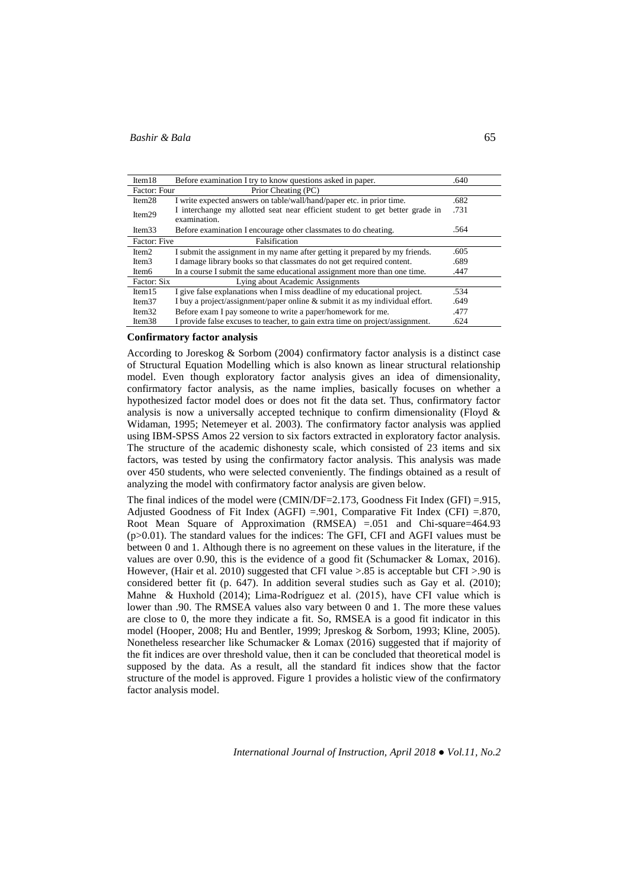| | | |
|---|---|---|
| Item18 | Before examination I try to know questions asked in paper. | .640 |
| Factor: Four | Prior Cheating (PC) | |
| Item28 | I write expected answers on table/wall/hand/paper etc. in prior time. | .682 |
| Item29 | I interchange my allotted seat near efficient student to get better grade in examination. | .731 |
| Item33 | Before examination I encourage other classmates to do cheating. | .564 |
| Factor: Five | Falsification | |
| Item2 | I submit the assignment in my name after getting it prepared by my friends. | .605 |
| Item3 | I damage library books so that classmates do not get required content. | .689 |
| Item6 | In a course I submit the same educational assignment more than one time. | .447 |
| Factor: Six | Lying about Academic Assignments | |
| Item15 | I give false explanations when I miss deadline of my educational project. | .534 |
| Item37 | I buy a project/assignment/paper online & submit it as my individual effort. | .649 |
| Item32 | Before exam I pay someone to write a paper/homework for me. | .477 |
| Item38 | I provide false excuses to teacher, to gain extra time on project/assignment. | .624 |

**Confirmatory factor analysis**

According to Joreskog & Sorbom (2004) confirmatory factor analysis is a distinct case of Structural Equation Modelling which is also known as linear structural relationship model. Even though exploratory factor analysis gives an idea of dimensionality, confirmatory factor analysis, as the name implies, basically focuses on whether a hypothesized factor model does or does not fit the data set. Thus, confirmatory factor analysis is now a universally accepted technique to confirm dimensionality (Floyd & Widaman, 1995; Netemeyer et al. 2003). The confirmatory factor analysis was applied using IBM-SPSS Amos 22 version to six factors extracted in exploratory factor analysis. The structure of the academic dishonesty scale, which consisted of 23 items and six factors, was tested by using the confirmatory factor analysis. This analysis was made over 450 students, who were selected conveniently. The findings obtained as a result of analyzing the model with confirmatory factor analysis are given below.

The final indices of the model were (CMIN/DF=2.173, Goodness Fit Index (GFI) =.915, Adjusted Goodness of Fit Index (AGFI) =.901, Comparative Fit Index (CFI) =.870, Root Mean Square of Approximation (RMSEA) =.051 and Chi-square=464.93 ($p>0.01$). The standard values for the indices: The GFI, CFI and AGFI values must be between 0 and 1. Although there is no agreement on these values in the literature, if the values are over 0.90, this is the evidence of a good fit (Schumacker & Lomax, 2016). However, (Hair et al. 2010) suggested that CFI value >.85 is acceptable but CFI >.90 is considered better fit (p. 647). In addition several studies such as Gay et al. (2010); Mahne & Huxhold (2014); Lima-Rodríguez et al. (2015), have CFI value which is lower than .90. The RMSEA values also vary between 0 and 1. The more these values are close to 0, the more they indicate a fit. So, RMSEA is a good fit indicator in this model (Hooper, 2008; Hu and Bentler, 1999; Jpreskog & Sorbom, 1993; Kline, 2005). Nonetheless researcher like Schumacker & Lomax (2016) suggested that if majority of the fit indices are over threshold value, then it can be concluded that theoretical model is supposed by the data. As a result, all the standard fit indices show that the factor structure of the model is approved. Figure 1 provides a holistic view of the confirmatory factor analysis model.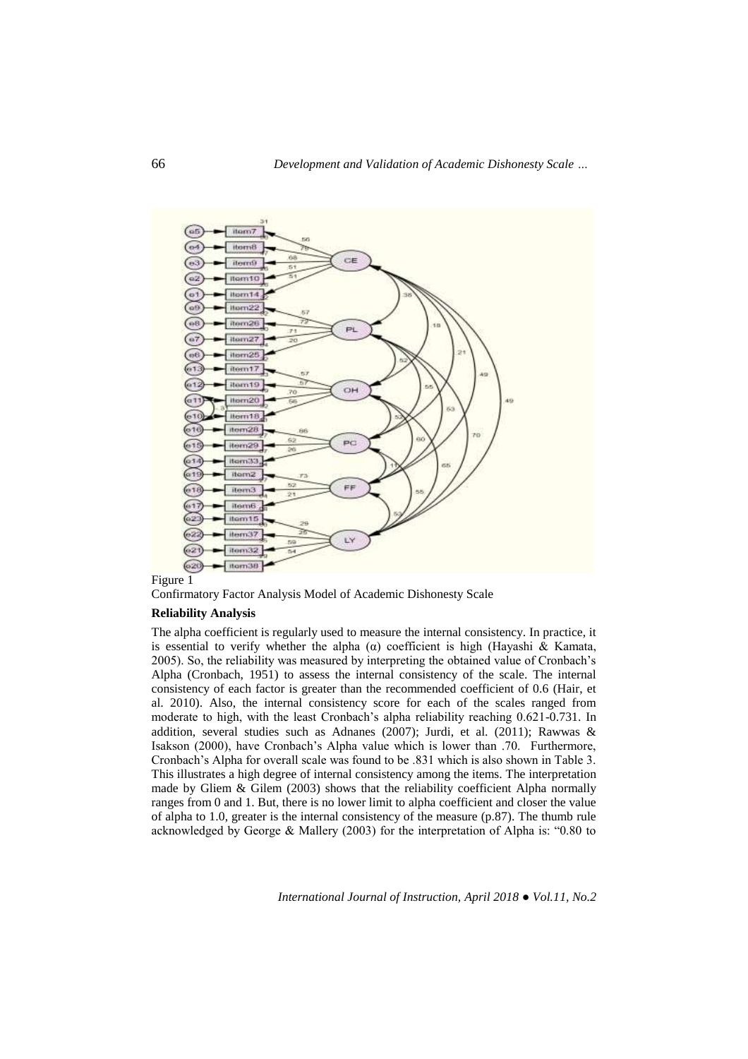Figure 1

Confirmatory Factor Analysis Model of Academic Dishonesty Scale

**Reliability Analysis**

The alpha coefficient is regularly used to measure the internal consistency. In practice, it is essential to verify whether the alpha (α) coefficient is high (Hayashi & Kamata, 2005). So, the reliability was measured by interpreting the obtained value of Cronbach's Alpha (Cronbach, 1951) to assess the internal consistency of the scale. The internal consistency of each factor is greater than the recommended coefficient of 0.6 (Hair, et al. 2010). Also, the internal consistency score for each of the scales ranged from moderate to high, with the least Cronbach's alpha reliability reaching 0.621-0.731. In addition, several studies such as Adnanes (2007); Jurdi, et al. (2011); Rawwas & Isakson (2000), have Cronbach's Alpha value which is lower than .70. Furthermore, Cronbach's Alpha for overall scale was found to be .831 which is also shown in Table 3. This illustrates a high degree of internal consistency among the items. The interpretation made by Gliem & Gilem (2003) shows that the reliability coefficient Alpha normally ranges from 0 and 1. But, there is no lower limit to alpha coefficient and closer the value of alpha to 1.0, greater is the internal consistency of the measure (p.87). The thumb rule acknowledged by George & Mallery (2003) for the interpretation of Alpha is: "0.80 to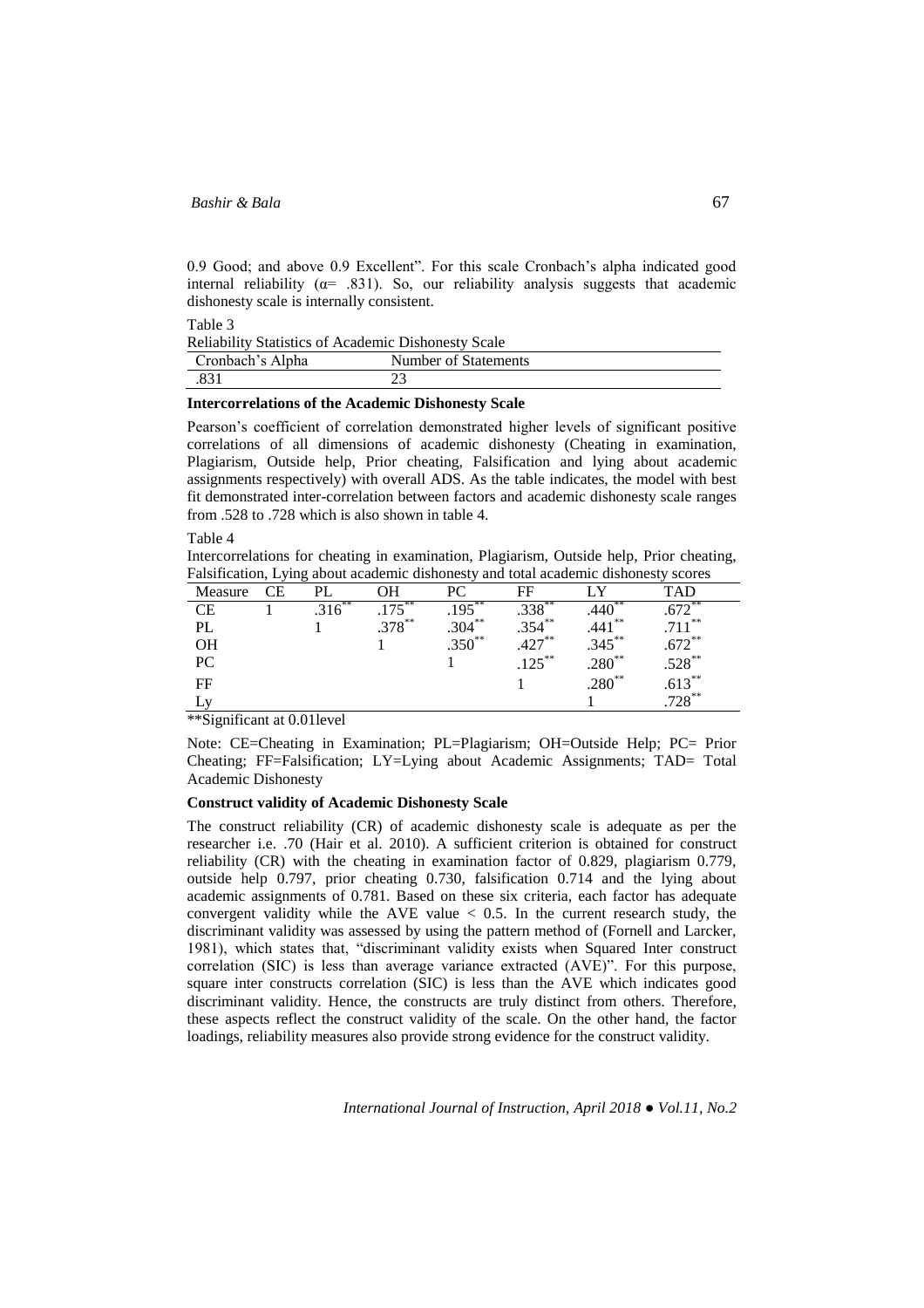0.9 Good; and above 0.9 Excellent". For this scale Cronbach's alpha indicated good internal reliability (α= .831). So, our reliability analysis suggests that academic dishonesty scale is internally consistent.

Table 3

Reliability Statistics of Academic Dishonesty Scale

| Cronbach's Alpha | Number of Statements |
|---|---|
| .831 | 23 |

**Intercorrelations of the Academic Dishonesty Scale**

Pearson's coefficient of correlation demonstrated higher levels of significant positive correlations of all dimensions of academic dishonesty (Cheating in examination, Plagiarism, Outside help, Prior cheating, Falsification and lying about academic assignments respectively) with overall ADS. As the table indicates, the model with best fit demonstrated inter-correlation between factors and academic dishonesty scale ranges from .528 to .728 which is also shown in table 4.

Table 4

Intercorrelations for cheating in examination, Plagiarism, Outside help, Prior cheating, Falsification, Lying about academic dishonesty and total academic dishonesty scores

| Measure | CE | PL | OH | PC | FF | LY | TAD |
|---|---|---|---|---|---|---|---|
| CE | 1 | .316** | .175** | .195** | .338** | .440** | .672** |
| PL | | 1 | .378** | .304** | .354** | .441** | .711** |
| OH | | | 1 | .350** | .427** | .345** | .672** |
| PC | | | | 1 | .125** | .280** | .528** |
| FF | | | | | 1 | .280** | .613** |
| Ly | | | | | | 1 | .728** |

**Significant at 0.01level

Note: CE=Cheating in Examination; PL=Plagiarism; OH=Outside Help; PC= Prior Cheating; FF=Falsification; LY=Lying about Academic Assignments; TAD= Total Academic Dishonesty

**Construct validity of Academic Dishonesty Scale**

The construct reliability (CR) of academic dishonesty scale is adequate as per the researcher i.e. .70 (Hair et al. 2010). A sufficient criterion is obtained for construct reliability (CR) with the cheating in examination factor of 0.829, plagiarism 0.779, outside help 0.797, prior cheating 0.730, falsification 0.714 and the lying about academic assignments of 0.781. Based on these six criteria, each factor has adequate convergent validity while the AVE value < 0.5. In the current research study, the discriminant validity was assessed by using the pattern method of (Fornell and Larcker, 1981), which states that, "discriminant validity exists when Squared Inter construct correlation (SIC) is less than average variance extracted (AVE)". For this purpose, square inter constructs correlation (SIC) is less than the AVE which indicates good discriminant validity. Hence, the constructs are truly distinct from others. Therefore, these aspects reflect the construct validity of the scale. On the other hand, the factor loadings, reliability measures also provide strong evidence for the construct validity.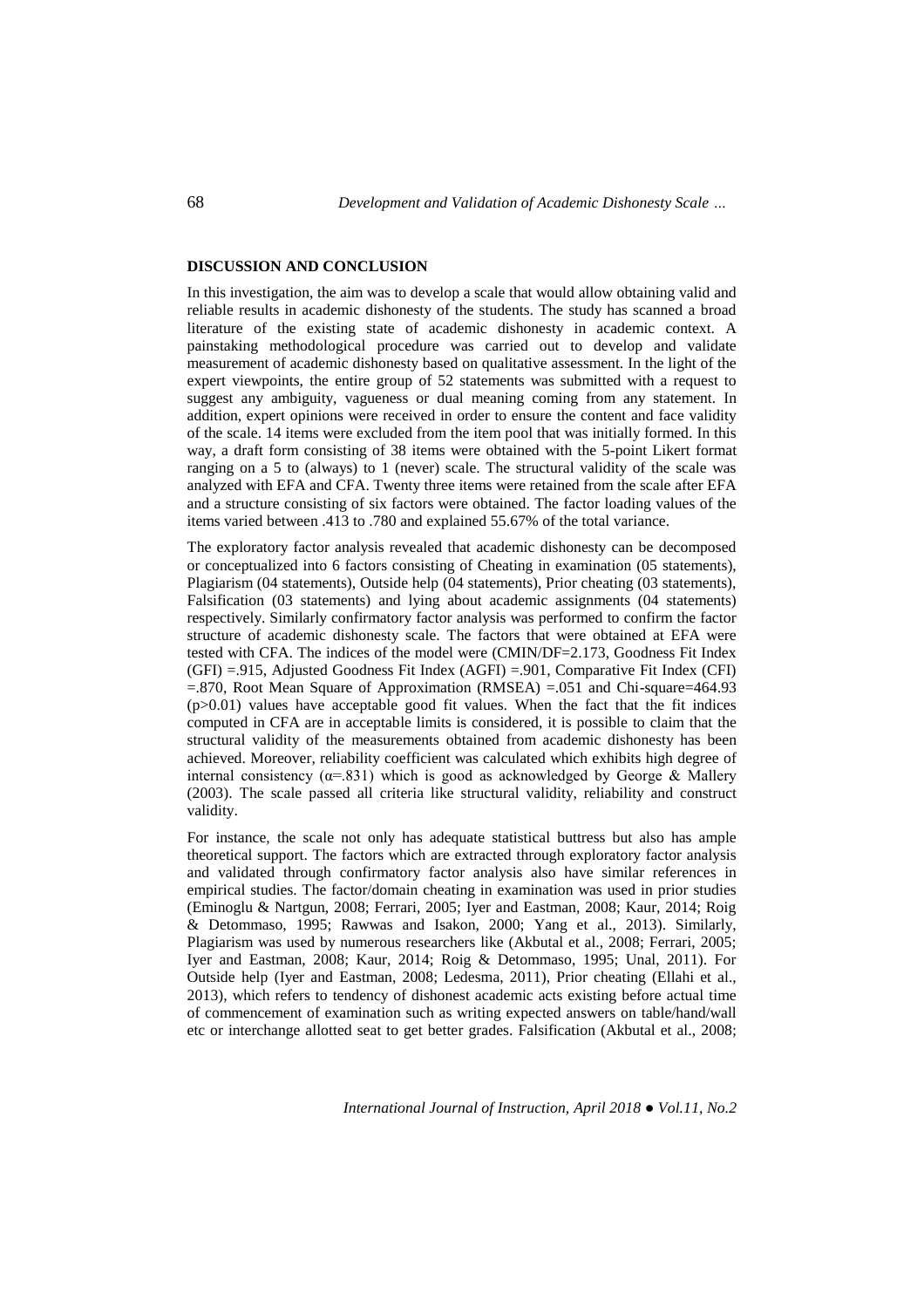## DISCUSSION AND CONCLUSION

In this investigation, the aim was to develop a scale that would allow obtaining valid and reliable results in academic dishonesty of the students. The study has scanned a broad literature of the existing state of academic dishonesty in academic context. A painstaking methodological procedure was carried out to develop and validate measurement of academic dishonesty based on qualitative assessment. In the light of the expert viewpoints, the entire group of 52 statements was submitted with a request to suggest any ambiguity, vagueness or dual meaning coming from any statement. In addition, expert opinions were received in order to ensure the content and face validity of the scale. 14 items were excluded from the item pool that was initially formed. In this way, a draft form consisting of 38 items were obtained with the 5-point Likert format ranging on a 5 to (always) to 1 (never) scale. The structural validity of the scale was analyzed with EFA and CFA. Twenty three items were retained from the scale after EFA and a structure consisting of six factors were obtained. The factor loading values of the items varied between .413 to .780 and explained 55.67% of the total variance.

The exploratory factor analysis revealed that academic dishonesty can be decomposed or conceptualized into 6 factors consisting of Cheating in examination (05 statements), Plagiarism (04 statements), Outside help (04 statements), Prior cheating (03 statements), Falsification (03 statements) and lying about academic assignments (04 statements) respectively. Similarly confirmatory factor analysis was performed to confirm the factor structure of academic dishonesty scale. The factors that were obtained at EFA were tested with CFA. The indices of the model were (CMIN/DF=2.173, Goodness Fit Index (GFI) =.915, Adjusted Goodness Fit Index (AGFI) =.901, Comparative Fit Index (CFI) =.870, Root Mean Square of Approximation (RMSEA) =.051 and Chi-square=464.93 ($p>0.01$) values have acceptable good fit values. When the fact that the fit indices computed in CFA are in acceptable limits is considered, it is possible to claim that the structural validity of the measurements obtained from academic dishonesty has been achieved. Moreover, reliability coefficient was calculated which exhibits high degree of internal consistency ($\alpha$=.831) which is good as acknowledged by George & Mallery (2003). The scale passed all criteria like structural validity, reliability and construct validity.

For instance, the scale not only has adequate statistical buttress but also has ample theoretical support. The factors which are extracted through exploratory factor analysis and validated through confirmatory factor analysis also have similar references in empirical studies. The factor/domain cheating in examination was used in prior studies (Eminoglu & Nartgun, 2008; Ferrari, 2005; Iyer and Eastman, 2008; Kaur, 2014; Roig & Detommaso, 1995; Rawwas and Isakon, 2000; Yang et al., 2013). Similarly, Plagiarism was used by numerous researchers like (Akbutal et al., 2008; Ferrari, 2005; Iyer and Eastman, 2008; Kaur, 2014; Roig & Detommaso, 1995; Unal, 2011). For Outside help (Iyer and Eastman, 2008; Ledesma, 2011), Prior cheating (Ellahi et al., 2013), which refers to tendency of dishonest academic acts existing before actual time of commencement of examination such as writing expected answers on table/hand/wall etc or interchange allotted seat to get better grades. Falsification (Akbutal et al., 2008;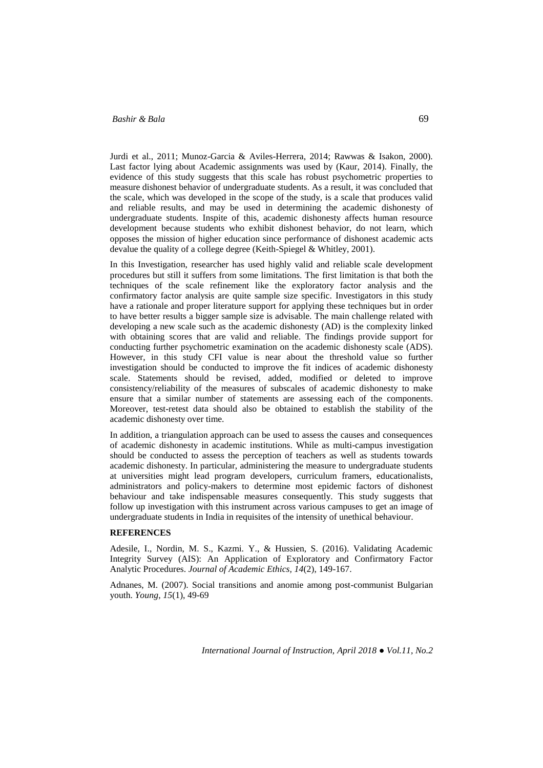Jurdi et al., 2011; Munoz-Garcia & Aviles-Herrera, 2014; Rawwas & Isakon, 2000). Last factor lying about Academic assignments was used by (Kaur, 2014). Finally, the evidence of this study suggests that this scale has robust psychometric properties to measure dishonest behavior of undergraduate students. As a result, it was concluded that the scale, which was developed in the scope of the study, is a scale that produces valid and reliable results, and may be used in determining the academic dishonesty of undergraduate students. Inspite of this, academic dishonesty affects human resource development because students who exhibit dishonest behavior, do not learn, which opposes the mission of higher education since performance of dishonest academic acts devalue the quality of a college degree (Keith-Spiegel & Whitley, 2001).

In this Investigation, researcher has used highly valid and reliable scale development procedures but still it suffers from some limitations. The first limitation is that both the techniques of the scale refinement like the exploratory factor analysis and the confirmatory factor analysis are quite sample size specific. Investigators in this study have a rationale and proper literature support for applying these techniques but in order to have better results a bigger sample size is advisable. The main challenge related with developing a new scale such as the academic dishonesty (AD) is the complexity linked with obtaining scores that are valid and reliable. The findings provide support for conducting further psychometric examination on the academic dishonesty scale (ADS). However, in this study CFI value is near about the threshold value so further investigation should be conducted to improve the fit indices of academic dishonesty scale. Statements should be revised, added, modified or deleted to improve consistency/reliability of the measures of subscales of academic dishonesty to make ensure that a similar number of statements are assessing each of the components. Moreover, test-retest data should also be obtained to establish the stability of the academic dishonesty over time.

In addition, a triangulation approach can be used to assess the causes and consequences of academic dishonesty in academic institutions. While as multi-campus investigation should be conducted to assess the perception of teachers as well as students towards academic dishonesty. In particular, administering the measure to undergraduate students at universities might lead program developers, curriculum framers, educationalists, administrators and policy-makers to determine most epidemic factors of dishonest behaviour and take indispensable measures consequently. This study suggests that follow up investigation with this instrument across various campuses to get an image of undergraduate students in India in requisites of the intensity of unethical behaviour.

## REFERENCES

Adesile, I., Nordin, M. S., Kazmi. Y., & Hussien, S. (2016). Validating Academic Integrity Survey (AIS): An Application of Exploratory and Confirmatory Factor Analytic Procedures. *Journal of Academic Ethics, 14*(2), 149-167.

Adnanes, M. (2007). Social transitions and anomie among post-communist Bulgarian youth. *Young*, *15*(1), 49-69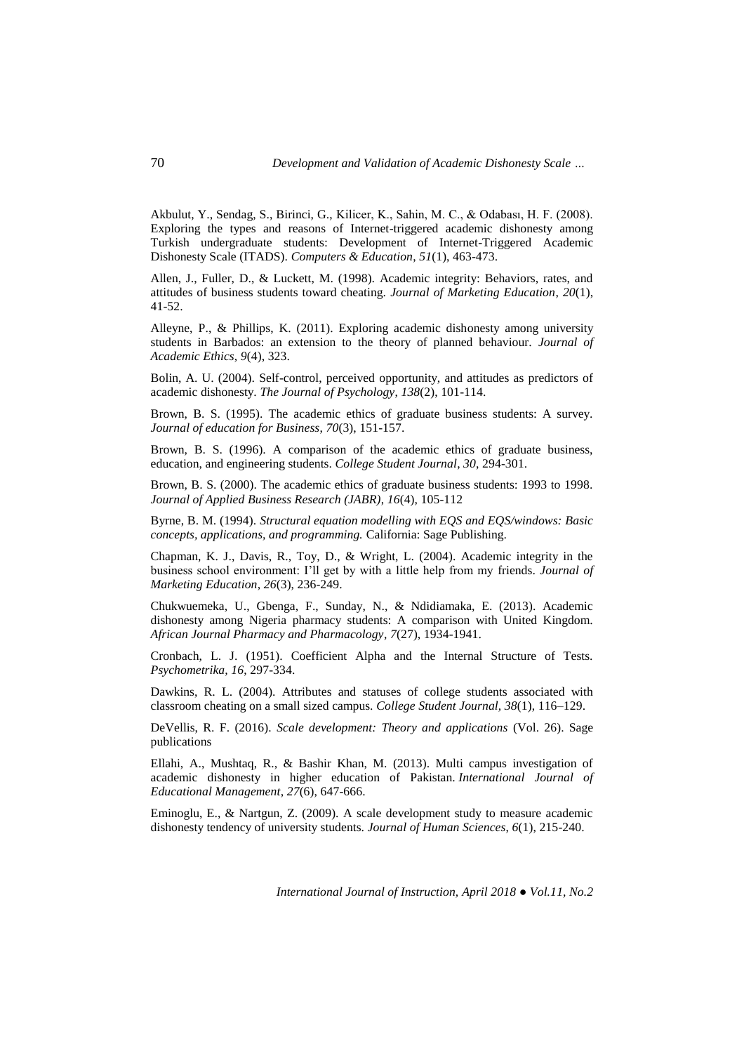Akbulut, Y., Sendag, S., Birinci, G., Kilicer, K., Sahin, M. C., & Odabası, H. F. (2008). Exploring the types and reasons of Internet-triggered academic dishonesty among Turkish undergraduate students: Development of Internet-Triggered Academic Dishonesty Scale (ITADS). *Computers & Education*, *51*(1), 463-473.

Allen, J., Fuller, D., & Luckett, M. (1998). Academic integrity: Behaviors, rates, and attitudes of business students toward cheating. *Journal of Marketing Education*, *20*(1), 41-52.

Alleyne, P., & Phillips, K. (2011). Exploring academic dishonesty among university students in Barbados: an extension to the theory of planned behaviour. *Journal of Academic Ethics*, *9*(4), 323.

Bolin, A. U. (2004). Self-control, perceived opportunity, and attitudes as predictors of academic dishonesty. *The Journal of Psychology, 138*(2), 101-114.

Brown, B. S. (1995). The academic ethics of graduate business students: A survey. *Journal of education for Business*, *70*(3), 151-157.

Brown, B. S. (1996). A comparison of the academic ethics of graduate business, education, and engineering students. *College Student Journal*, *30*, 294-301.

Brown, B. S. (2000). The academic ethics of graduate business students: 1993 to 1998. *Journal of Applied Business Research (JABR)*, *16*(4), 105-112

Byrne, B. M. (1994). *Structural equation modelling with EQS and EQS/windows: Basic concepts, applications, and programming.* California: Sage Publishing.

Chapman, K. J., Davis, R., Toy, D., & Wright, L. (2004). Academic integrity in the business school environment: I'll get by with a little help from my friends. *Journal of Marketing Education*, *26*(3), 236-249.

Chukwuemeka, U., Gbenga, F., Sunday, N., & Ndidiamaka, E. (2013). Academic dishonesty among Nigeria pharmacy students: A comparison with United Kingdom. *African Journal Pharmacy and Pharmacology*, *7*(27), 1934-1941.

Cronbach, L. J. (1951). Coefficient Alpha and the Internal Structure of Tests. *Psychometrika, 16*, 297-334.

Dawkins, R. L. (2004). Attributes and statuses of college students associated with classroom cheating on a small sized campus. *College Student Journal, 38*(1), 116–129.

DeVellis, R. F. (2016). *Scale development: Theory and applications* (Vol. 26). Sage publications

Ellahi, A., Mushtaq, R., & Bashir Khan, M. (2013). Multi campus investigation of academic dishonesty in higher education of Pakistan. *International Journal of Educational Management*, *27*(6), 647-666.

Eminoglu, E., & Nartgun, Z. (2009). A scale development study to measure academic dishonesty tendency of university students. *Journal of Human Sciences, 6*(1), 215-240.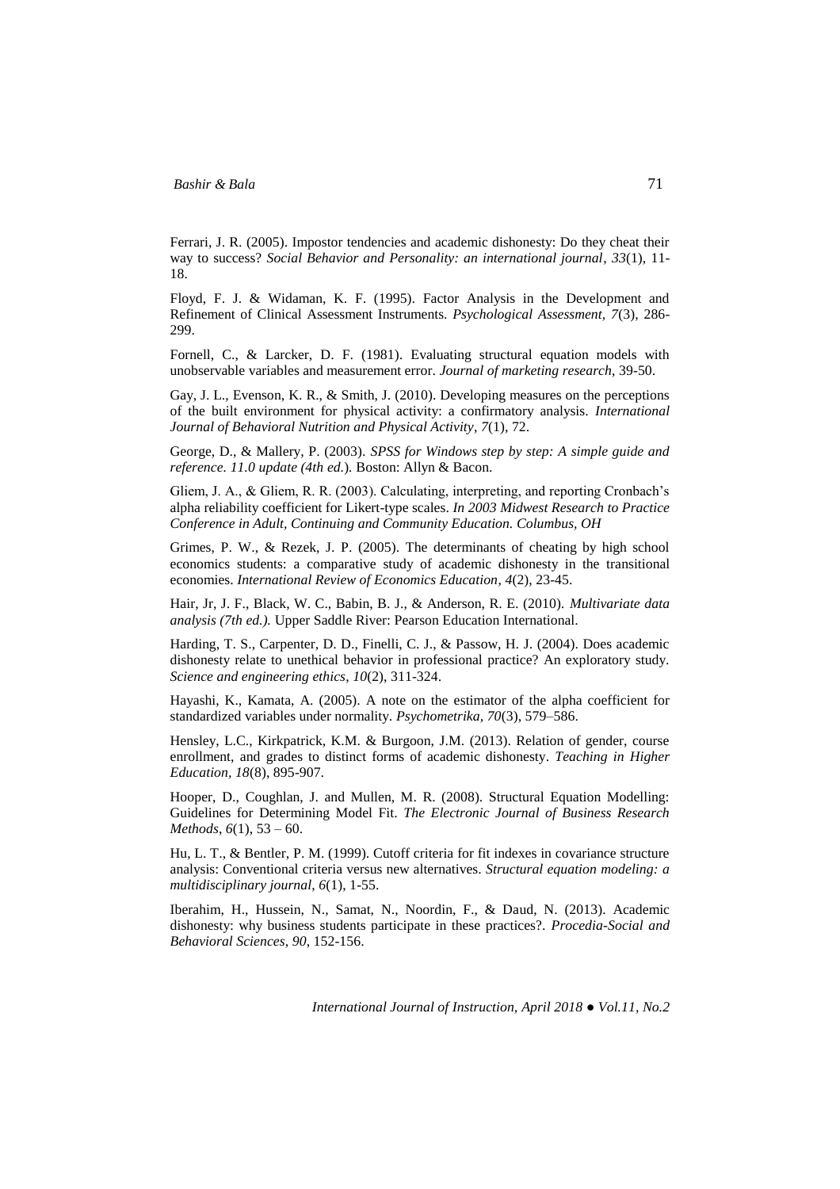Ferrari, J. R. (2005). Impostor tendencies and academic dishonesty: Do they cheat their way to success? *Social Behavior and Personality: an international journal*, *33*(1), 11-18.

Floyd, F. J. & Widaman, K. F. (1995). Factor Analysis in the Development and Refinement of Clinical Assessment Instruments. *Psychological Assessment, 7*(3), 286-299.

Fornell, C., & Larcker, D. F. (1981). Evaluating structural equation models with unobservable variables and measurement error. *Journal of marketing research*, 39-50.

Gay, J. L., Evenson, K. R., & Smith, J. (2010). Developing measures on the perceptions of the built environment for physical activity: a confirmatory analysis. *International Journal of Behavioral Nutrition and Physical Activity*, *7*(1), 72.

George, D., & Mallery, P. (2003). *SPSS for Windows step by step: A simple guide and reference. 11.0 update (4th ed.*). Boston: Allyn & Bacon.

Gliem, J. A., & Gliem, R. R. (2003). Calculating, interpreting, and reporting Cronbach's alpha reliability coefficient for Likert-type scales. *In 2003 Midwest Research to Practice Conference in Adult, Continuing and Community Education. Columbus, OH*

Grimes, P. W., & Rezek, J. P. (2005). The determinants of cheating by high school economics students: a comparative study of academic dishonesty in the transitional economies. *International Review of Economics Education*, *4*(2), 23-45.

Hair, Jr, J. F., Black, W. C., Babin, B. J., & Anderson, R. E. (2010). *Multivariate data analysis (7th ed.).* Upper Saddle River: Pearson Education International.

Harding, T. S., Carpenter, D. D., Finelli, C. J., & Passow, H. J. (2004). Does academic dishonesty relate to unethical behavior in professional practice? An exploratory study. *Science and engineering ethics*, *10*(2), 311-324.

Hayashi, K., Kamata, A. (2005). A note on the estimator of the alpha coefficient for standardized variables under normality. *Psychometrika, 70*(3), 579–586.

Hensley, L.C., Kirkpatrick, K.M. & Burgoon, J.M. (2013). Relation of gender, course enrollment, and grades to distinct forms of academic dishonesty. *Teaching in Higher Education*, *18*(8), 895-907.

Hooper, D., Coughlan, J. and Mullen, M. R. (2008). Structural Equation Modelling: Guidelines for Determining Model Fit. *The Electronic Journal of Business Research Methods*, *6*(1), 53 – 60.

Hu, L. T., & Bentler, P. M. (1999). Cutoff criteria for fit indexes in covariance structure analysis: Conventional criteria versus new alternatives. *Structural equation modeling: a multidisciplinary journal*, *6*(1), 1-55.

Iberahim, H., Hussein, N., Samat, N., Noordin, F., & Daud, N. (2013). Academic dishonesty: why business students participate in these practices?. *Procedia-Social and Behavioral Sciences*, *90*, 152-156.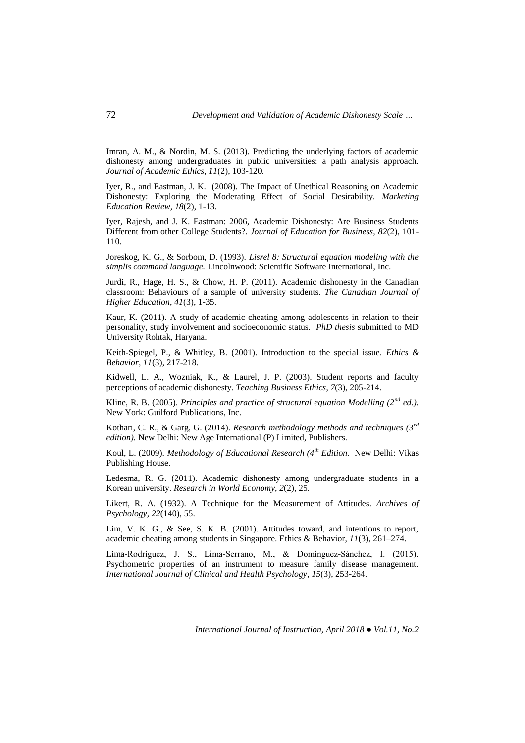Imran, A. M., & Nordin, M. S. (2013). Predicting the underlying factors of academic dishonesty among undergraduates in public universities: a path analysis approach. *Journal of Academic Ethics*, *11*(2), 103-120.

Iyer, R., and Eastman, J. K. (2008). The Impact of Unethical Reasoning on Academic Dishonesty: Exploring the Moderating Effect of Social Desirability. *Marketing Education Review*, *18*(2), 1-13.

Iyer, Rajesh, and J. K. Eastman: 2006, Academic Dishonesty: Are Business Students Different from other College Students?. *Journal of Education for Business, 82*(2), 101-110.

Joreskog, K. G., & Sorbom, D. (1993). *Lisrel 8: Structural equation modeling with the simplis command language.* Lincolnwood: Scientific Software International, Inc.

Jurdi, R., Hage, H. S., & Chow, H. P. (2011). Academic dishonesty in the Canadian classroom: Behaviours of a sample of university students. *The Canadian Journal of Higher Education*, *41*(3), 1-35.

Kaur, K. (2011). A study of academic cheating among adolescents in relation to their personality, study involvement and socioeconomic status. *PhD thesis* submitted to MD University Rohtak, Haryana.

Keith-Spiegel, P., & Whitley, B. (2001). Introduction to the special issue. *Ethics & Behavior*, *11*(3), 217-218.

Kidwell, L. A., Wozniak, K., & Laurel, J. P. (2003). Student reports and faculty perceptions of academic dishonesty. *Teaching Business Ethics*, *7*(3), 205-214.

Kline, R. B. (2005). *Principles and practice of structural equation Modelling (2nd ed.).* New York: Guilford Publications, Inc.

Kothari, C. R., & Garg, G. (2014). *Research methodology methods and techniques (3rd edition).* New Delhi: New Age International (P) Limited, Publishers.

Koul, L. (2009). *Methodology of Educational Research (4th Edition.* New Delhi: Vikas Publishing House.

Ledesma, R. G. (2011). Academic dishonesty among undergraduate students in a Korean university. *Research in World Economy*, *2*(2), 25.

Likert, R. A. (1932). A Technique for the Measurement of Attitudes. *Archives of Psychology, 22*(140), 55.

Lim, V. K. G., & See, S. K. B. (2001). Attitudes toward, and intentions to report, academic cheating among students in Singapore. Ethics & Behavior, *11*(3), 261–274.

Lima-Rodríguez, J. S., Lima-Serrano, M., & Domínguez-Sánchez, I. (2015). Psychometric properties of an instrument to measure family disease management. *International Journal of Clinical and Health Psychology*, *15*(3), 253-264.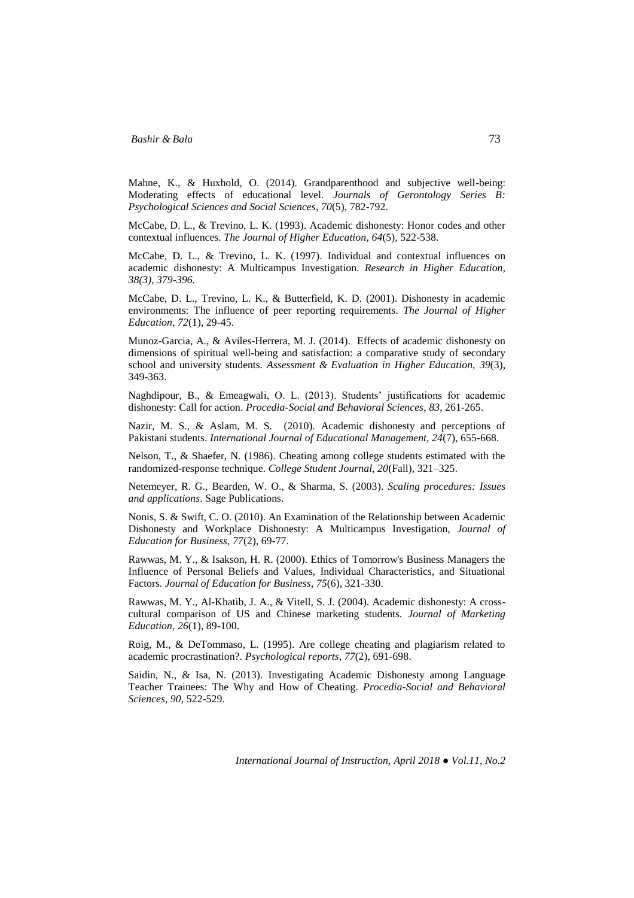Mahne, K., & Huxhold, O. (2014). Grandparenthood and subjective well-being: Moderating effects of educational level. *Journals of Gerontology Series B: Psychological Sciences and Social Sciences*, *70*(5), 782-792.

McCabe, D. L., & Trevino, L. K. (1993). Academic dishonesty: Honor codes and other contextual influences. *The Journal of Higher Education*, *64*(5), 522-538.

McCabe, D. L., & Trevino, L. K. (1997). Individual and contextual influences on academic dishonesty: A Multicampus Investigation. *Research in Higher Education, 38(3), 379-396.*

McCabe, D. L., Trevino, L. K., & Butterfield, K. D. (2001). Dishonesty in academic environments: The influence of peer reporting requirements. *The Journal of Higher Education*, *72*(1), 29-45.

Munoz-Garcia, A., & Aviles-Herrera, M. J. (2014). Effects of academic dishonesty on dimensions of spiritual well-being and satisfaction: a comparative study of secondary school and university students. *Assessment & Evaluation in Higher Education, 39*(3), 349-363.

Naghdipour, B., & Emeagwali, O. L. (2013). Students' justifications for academic dishonesty: Call for action. *Procedia-Social and Behavioral Sciences*, *83*, 261-265.

Nazir, M. S., & Aslam, M. S. (2010). Academic dishonesty and perceptions of Pakistani students. *International Journal of Educational Management, 24*(7), 655-668.

Nelson, T., & Shaefer, N. (1986). Cheating among college students estimated with the randomized-response technique. *College Student Journal, 20*(Fall), 321–325.

Netemeyer, R. G., Bearden, W. O., & Sharma, S. (2003). *Scaling procedures: Issues and applications*. Sage Publications.

Nonis, S. & Swift, C. O. (2010). An Examination of the Relationship between Academic Dishonesty and Workplace Dishonesty: A Multicampus Investigation, *Journal of Education for Business*, *77*(2), 69-77.

Rawwas, M. Y., & Isakson, H. R. (2000). Ethics of Tomorrow's Business Managers the Influence of Personal Beliefs and Values, Individual Characteristics, and Situational Factors. *Journal of Education for Business*, *75*(6), 321-330.

Rawwas, M. Y., Al-Khatib, J. A., & Vitell, S. J. (2004). Academic dishonesty: A cross-cultural comparison of US and Chinese marketing students. *Journal of Marketing Education*, *26*(1), 89-100.

Roig, M., & DeTommaso, L. (1995). Are college cheating and plagiarism related to academic procrastination?. *Psychological reports*, *77*(2), 691-698.

Saidin, N., & Isa, N. (2013). Investigating Academic Dishonesty among Language Teacher Trainees: The Why and How of Cheating. *Procedia-Social and Behavioral Sciences*, *90*, 522-529.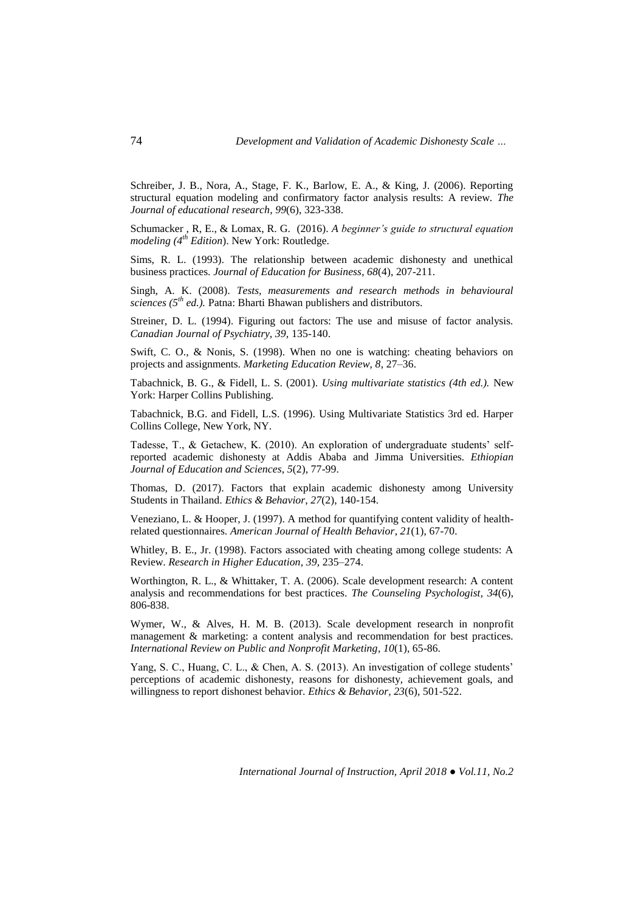Schreiber, J. B., Nora, A., Stage, F. K., Barlow, E. A., & King, J. (2006). Reporting structural equation modeling and confirmatory factor analysis results: A review. *The Journal of educational research*, *99*(6), 323-338.

Schumacker , R, E., & Lomax, R. G. (2016). *A beginner's guide to structural equation modeling (4th Edition*). New York: Routledge.

Sims, R. L. (1993). The relationship between academic dishonesty and unethical business practices. *Journal of Education for Business*, *68*(4), 207-211.

Singh, A. K. (2008). *Tests, measurements and research methods in behavioural sciences (5th ed.).* Patna: Bharti Bhawan publishers and distributors.

Streiner, D. L. (1994). Figuring out factors: The use and misuse of factor analysis. *Canadian Journal of Psychiatry*, *39*, 135-140.

Swift, C. O., & Nonis, S. (1998). When no one is watching: cheating behaviors on projects and assignments. *Marketing Education Review, 8*, 27–36.

Tabachnick, B. G., & Fidell, L. S. (2001). *Using multivariate statistics (4th ed.).* New York: Harper Collins Publishing.

Tabachnick, B.G. and Fidell, L.S. (1996). Using Multivariate Statistics 3rd ed. Harper Collins College, New York, NY.

Tadesse, T., & Getachew, K. (2010). An exploration of undergraduate students' self-reported academic dishonesty at Addis Ababa and Jimma Universities. *Ethiopian Journal of Education and Sciences*, *5*(2), 77-99.

Thomas, D. (2017). Factors that explain academic dishonesty among University Students in Thailand. *Ethics & Behavior*, *27*(2), 140-154.

Veneziano, L. & Hooper, J. (1997). A method for quantifying content validity of health-related questionnaires. *American Journal of Health Behavior*, *21*(1), 67-70.

Whitley, B. E., Jr. (1998). Factors associated with cheating among college students: A Review. *Research in Higher Education*, *39*, 235–274.

Worthington, R. L., & Whittaker, T. A. (2006). Scale development research: A content analysis and recommendations for best practices. *The Counseling Psychologist*, *34*(6), 806-838.

Wymer, W., & Alves, H. M. B. (2013). Scale development research in nonprofit management & marketing: a content analysis and recommendation for best practices. *International Review on Public and Nonprofit Marketing*, *10*(1), 65-86.

Yang, S. C., Huang, C. L., & Chen, A. S. (2013). An investigation of college students' perceptions of academic dishonesty, reasons for dishonesty, achievement goals, and willingness to report dishonest behavior. *Ethics & Behavior*, *23*(6), 501-522.